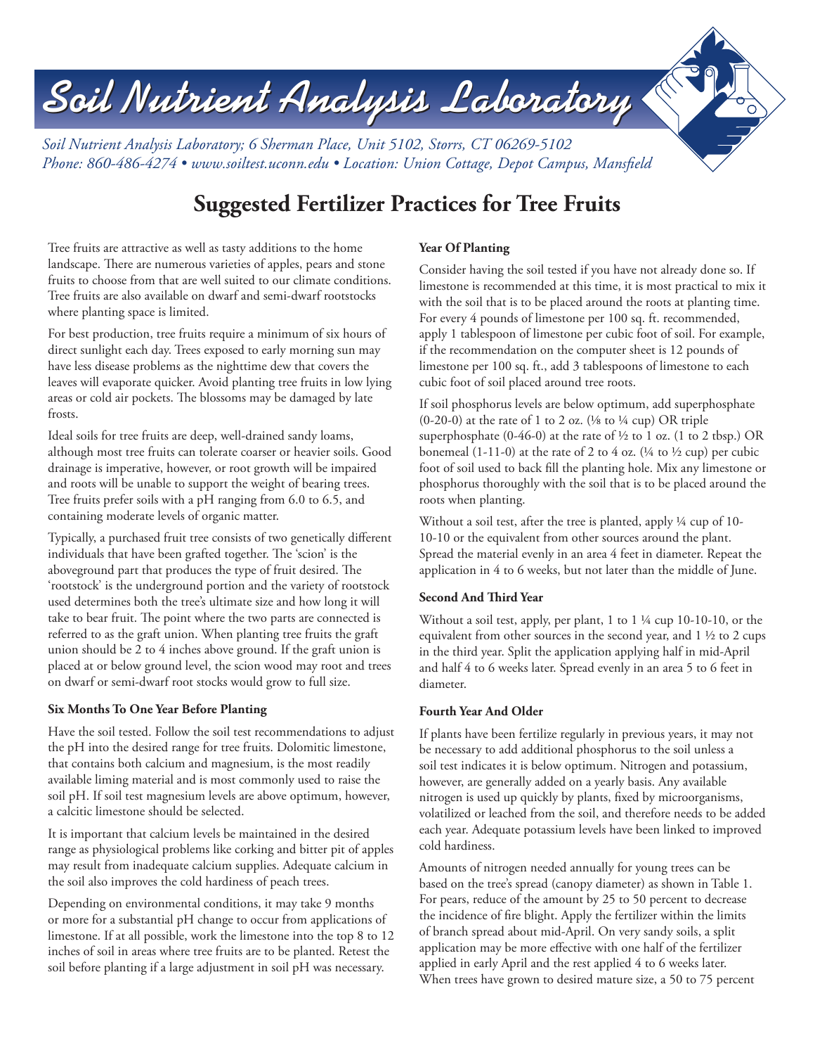# Soil Nutrient Analysis Laboratory

*Soil Nutrient Analysis Laboratory; 6 Sherman Place, Unit 5102, Storrs, CT 06269-5102*
*Phone: 860-486-4274 • www.soiltest.uconn.edu • Location: Union Cottage, Depot Campus, Mansfield*

## Suggested Fertilizer Practices for Tree Fruits

Tree fruits are attractive as well as tasty additions to the home landscape. There are numerous varieties of apples, pears and stone fruits to choose from that are well suited to our climate conditions. Tree fruits are also available on dwarf and semi-dwarf rootstocks where planting space is limited.

For best production, tree fruits require a minimum of six hours of direct sunlight each day. Trees exposed to early morning sun may have less disease problems as the nighttime dew that covers the leaves will evaporate quicker. Avoid planting tree fruits in low lying areas or cold air pockets. The blossoms may be damaged by late frosts.

Ideal soils for tree fruits are deep, well-drained sandy loams, although most tree fruits can tolerate coarser or heavier soils. Good drainage is imperative, however, or root growth will be impaired and roots will be unable to support the weight of bearing trees. Tree fruits prefer soils with a pH ranging from 6.0 to 6.5, and containing moderate levels of organic matter.

Typically, a purchased fruit tree consists of two genetically different individuals that have been grafted together. The 'scion' is the aboveground part that produces the type of fruit desired. The 'rootstock' is the underground portion and the variety of rootstock used determines both the tree's ultimate size and how long it will take to bear fruit. The point where the two parts are connected is referred to as the graft union. When planting tree fruits the graft union should be 2 to 4 inches above ground. If the graft union is placed at or below ground level, the scion wood may root and trees on dwarf or semi-dwarf root stocks would grow to full size.

### Six Months To One Year Before Planting

Have the soil tested. Follow the soil test recommendations to adjust the pH into the desired range for tree fruits. Dolomitic limestone, that contains both calcium and magnesium, is the most readily available liming material and is most commonly used to raise the soil pH. If soil test magnesium levels are above optimum, however, a calcitic limestone should be selected.

It is important that calcium levels be maintained in the desired range as physiological problems like corking and bitter pit of apples may result from inadequate calcium supplies. Adequate calcium in the soil also improves the cold hardiness of peach trees.

Depending on environmental conditions, it may take 9 months or more for a substantial pH change to occur from applications of limestone. If at all possible, work the limestone into the top 8 to 12 inches of soil in areas where tree fruits are to be planted. Retest the soil before planting if a large adjustment in soil pH was necessary.

### Year Of Planting

Consider having the soil tested if you have not already done so. If limestone is recommended at this time, it is most practical to mix it with the soil that is to be placed around the roots at planting time. For every 4 pounds of limestone per 100 sq. ft. recommended, apply 1 tablespoon of limestone per cubic foot of soil. For example, if the recommendation on the computer sheet is 12 pounds of limestone per 100 sq. ft., add 3 tablespoons of limestone to each cubic foot of soil placed around tree roots.

If soil phosphorus levels are below optimum, add superphosphate (0-20-0) at the rate of 1 to 2 oz. (⅛ to ¼ cup) OR triple superphosphate (0-46-0) at the rate of ½ to 1 oz. (1 to 2 tbsp.) OR bonemeal (1-11-0) at the rate of 2 to 4 oz. (¼ to ½ cup) per cubic foot of soil used to back fill the planting hole. Mix any limestone or phosphorus thoroughly with the soil that is to be placed around the roots when planting.

Without a soil test, after the tree is planted, apply ¼ cup of 10-10-10 or the equivalent from other sources around the plant. Spread the material evenly in an area 4 feet in diameter. Repeat the application in 4 to 6 weeks, but not later than the middle of June.

### Second And Third Year

Without a soil test, apply, per plant, 1 to 1 ¼ cup 10-10-10, or the equivalent from other sources in the second year, and 1 ½ to 2 cups in the third year. Split the application applying half in mid-April and half 4 to 6 weeks later. Spread evenly in an area 5 to 6 feet in diameter.

### Fourth Year And Older

If plants have been fertilize regularly in previous years, it may not be necessary to add additional phosphorus to the soil unless a soil test indicates it is below optimum. Nitrogen and potassium, however, are generally added on a yearly basis. Any available nitrogen is used up quickly by plants, fixed by microorganisms, volatilized or leached from the soil, and therefore needs to be added each year. Adequate potassium levels have been linked to improved cold hardiness.

Amounts of nitrogen needed annually for young trees can be based on the tree's spread (canopy diameter) as shown in Table 1. For pears, reduce of the amount by 25 to 50 percent to decrease the incidence of fire blight. Apply the fertilizer within the limits of branch spread about mid-April. On very sandy soils, a split application may be more effective with one half of the fertilizer applied in early April and the rest applied 4 to 6 weeks later. When trees have grown to desired mature size, a 50 to 75 percent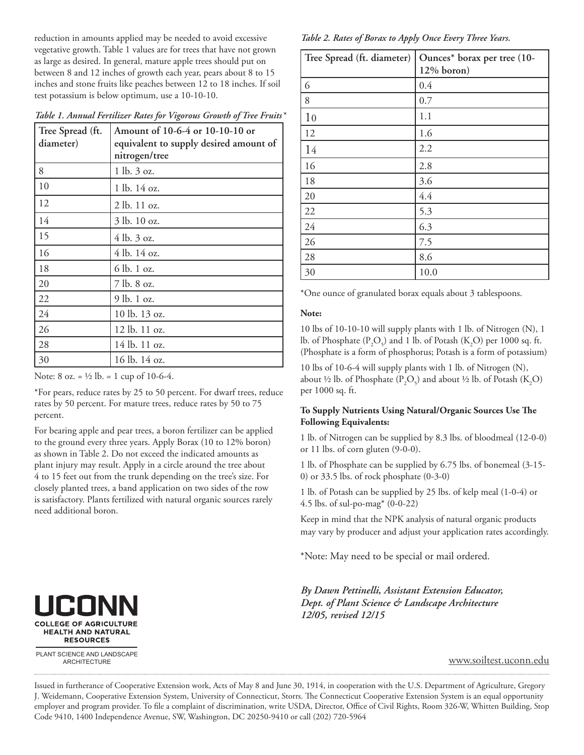reduction in amounts applied may be needed to avoid excessive vegetative growth. Table 1 values are for trees that have not grown as large as desired. In general, mature apple trees should put on between 8 and 12 inches of growth each year, pears about 8 to 15 inches and stone fruits like peaches between 12 to 18 inches. If soil test potassium is below optimum, use a 10-10-10.

*Table 1. Annual Fertilizer Rates for Vigorous Growth of Tree Fruits**

| Tree Spread (ft. diameter) | Amount of 10-6-4 or 10-10-10 or equivalent to supply desired amount of nitrogen/tree |
|---|---|
| 8 | 1 lb. 3 oz. |
| 10 | 1 lb. 14 oz. |
| 12 | 2 lb. 11 oz. |
| 14 | 3 lb. 10 oz. |
| 15 | 4 lb. 3 oz. |
| 16 | 4 lb. 14 oz. |
| 18 | 6 lb. 1 oz. |
| 20 | 7 lb. 8 oz. |
| 22 | 9 lb. 1 oz. |
| 24 | 10 lb. 13 oz. |
| 26 | 12 lb. 11 oz. |
| 28 | 14 lb. 11 oz. |
| 30 | 16 lb. 14 oz. |

Note: 8 oz. = ½ lb. = 1 cup of 10-6-4.

*For pears, reduce rates by 25 to 50 percent. For dwarf trees, reduce rates by 50 percent. For mature trees, reduce rates by 50 to 75 percent.

For bearing apple and pear trees, a boron fertilizer can be applied to the ground every three years. Apply Borax (10 to 12% boron) as shown in Table 2. Do not exceed the indicated amounts as plant injury may result. Apply in a circle around the tree about 4 to 15 feet out from the trunk depending on the tree's size. For closely planted trees, a band application on two sides of the row is satisfactory. Plants fertilized with natural organic sources rarely need additional boron.

*Table 2. Rates of Borax to Apply Once Every Three Years.*

| Tree Spread (ft. diameter) | Ounces* borax per tree (10-12% boron) |
|---|---|
| 6 | 0.4 |
| 8 | 0.7 |
| 10 | 1.1 |
| 12 | 1.6 |
| 14 | 2.2 |
| 16 | 2.8 |
| 18 | 3.6 |
| 20 | 4.4 |
| 22 | 5.3 |
| 24 | 6.3 |
| 26 | 7.5 |
| 28 | 8.6 |
| 30 | 10.0 |

*One ounce of granulated borax equals about 3 tablespoons.

**Note:**

10 lbs of 10-10-10 will supply plants with 1 lb. of Nitrogen (N), 1 lb. of Phosphate ($P_2O_5$) and 1 lb. of Potash ($K_2O$) per 1000 sq. ft. (Phosphate is a form of phosphorus; Potash is a form of potassium)

10 lbs of 10-6-4 will supply plants with 1 lb. of Nitrogen (N), about ½ lb. of Phosphate ($P_2O_5$) and about ½ lb. of Potash ($K_2O$) per 1000 sq. ft.

**To Supply Nutrients Using Natural/Organic Sources Use The Following Equivalents:**

1 lb. of Nitrogen can be supplied by 8.3 lbs. of bloodmeal (12-0-0) or 11 lbs. of corn gluten (9-0-0).

1 lb. of Phosphate can be supplied by 6.75 lbs. of bonemeal (3-15-0) or 33.5 lbs. of rock phosphate (0-3-0)

1 lb. of Potash can be supplied by 25 lbs. of kelp meal (1-0-4) or 4.5 lbs. of sul-po-mag* (0-0-22)

Keep in mind that the NPK analysis of natural organic products may vary by producer and adjust your application rates accordingly.

*Note: May need to be special or mail ordered.

*By Dawn Pettinelli, Assistant Extension Educator, Dept. of Plant Science & Landscape Architecture 12/05, revised 12/15*

UCONN
COLLEGE OF AGRICULTURE HEALTH AND NATURAL RESOURCES
PLANT SCIENCE AND LANDSCAPE ARCHITECTURE

www.soiltest.uconn.edu

Issued in furtherance of Cooperative Extension work, Acts of May 8 and June 30, 1914, in cooperation with the U.S. Department of Agriculture, Gregory J. Weidemann, Cooperative Extension System, University of Connecticut, Storrs. The Connecticut Cooperative Extension System is an equal opportunity employer and program provider. To file a complaint of discrimination, write USDA, Director, Office of Civil Rights, Room 326-W, Whitten Building, Stop Code 9410, 1400 Independence Avenue, SW, Washington, DC 20250-9410 or call (202) 720-5964